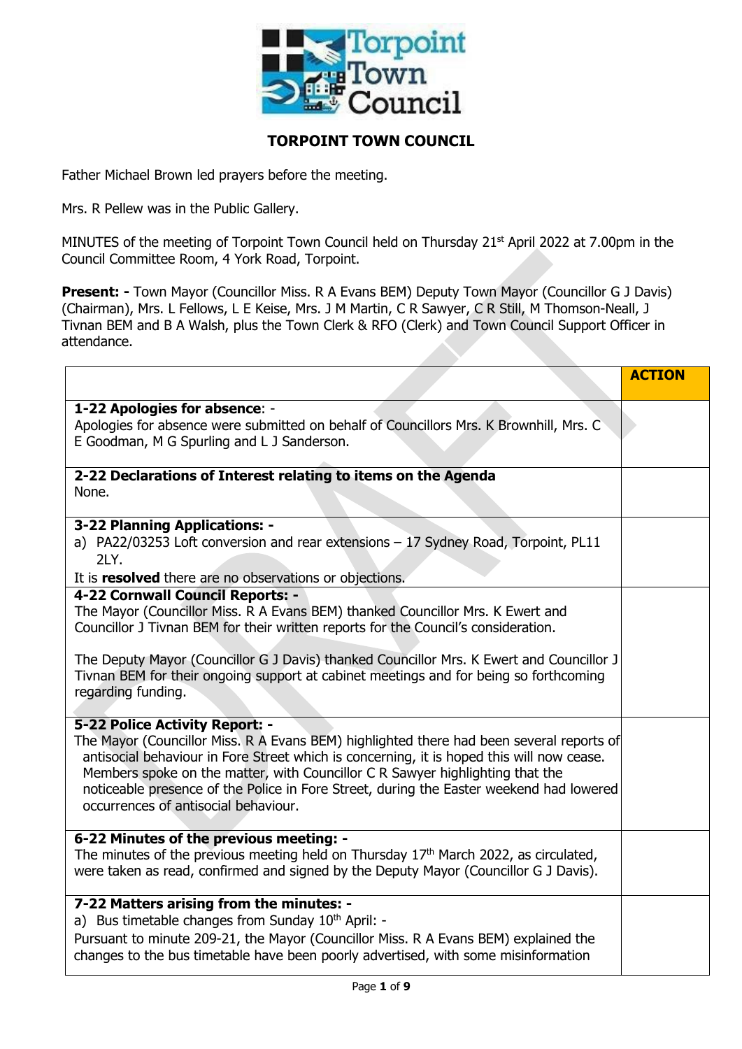# TORPOINT TOWN COUNCIL

Father Michael Brown led prayers before the meeting.

Mrs. R Pellew was in the Public Gallery.

MINUTES of the meeting of Torpoint Town Council held on Thursday 21st April 2022 at 7.00pm in the Council Committee Room, 4 York Road, Torpoint.

**Present: -** Town Mayor (Councillor Miss. R A Evans BEM) Deputy Town Mayor (Councillor G J Davis) (Chairman), Mrs. L Fellows, L E Keise, Mrs. J M Martin, C R Sawyer, C R Still, M Thomson-Neall, J Tivnan BEM and B A Walsh, plus the Town Clerk & RFO (Clerk) and Town Council Support Officer in attendance.

| | ACTION |
|---|---|
| **1-22 Apologies for absence**: - <br> Apologies for absence were submitted on behalf of Councillors Mrs. K Brownhill, Mrs. C E Goodman, M G Spurling and L J Sanderson. | |
| **2-22 Declarations of Interest relating to items on the Agenda** <br> None. | |
| **3-22 Planning Applications: -** <br> a) PA22/03253 Loft conversion and rear extensions – 17 Sydney Road, Torpoint, PL11 2LY. <br> It is **resolved** there are no observations or objections. | |
| **4-22 Cornwall Council Reports: -** <br> The Mayor (Councillor Miss. R A Evans BEM) thanked Councillor Mrs. K Ewert and Councillor J Tivnan BEM for their written reports for the Council's consideration. <br><br> The Deputy Mayor (Councillor G J Davis) thanked Councillor Mrs. K Ewert and Councillor J Tivnan BEM for their ongoing support at cabinet meetings and for being so forthcoming regarding funding. | |
| **5-22 Police Activity Report: -** <br> The Mayor (Councillor Miss. R A Evans BEM) highlighted there had been several reports of antisocial behaviour in Fore Street which is concerning, it is hoped this will now cease. Members spoke on the matter, with Councillor C R Sawyer highlighting that the noticeable presence of the Police in Fore Street, during the Easter weekend had lowered occurrences of antisocial behaviour. | |
| **6-22 Minutes of the previous meeting: -** <br> The minutes of the previous meeting held on Thursday 17th March 2022, as circulated, were taken as read, confirmed and signed by the Deputy Mayor (Councillor G J Davis). | |
| **7-22 Matters arising from the minutes: -** <br> a) Bus timetable changes from Sunday 10th April: - <br> Pursuant to minute 209-21, the Mayor (Councillor Miss. R A Evans BEM) explained the changes to the bus timetable have been poorly advertised, with some misinformation | |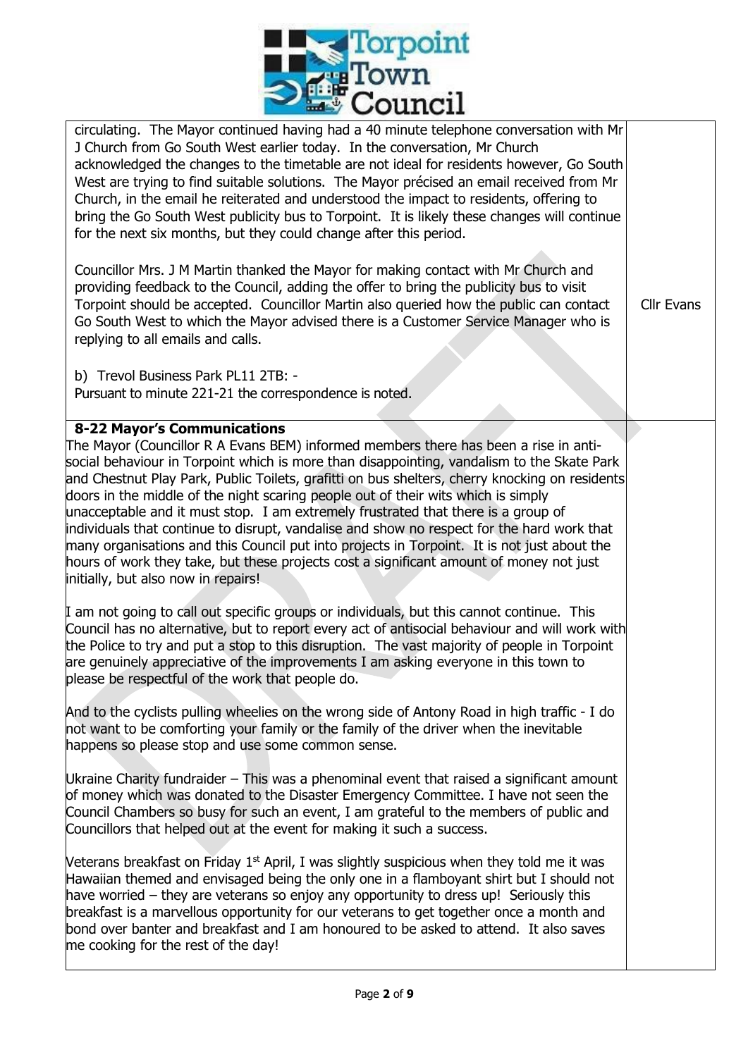| | |
|---|---|
| circulating. The Mayor continued having had a 40 minute telephone conversation with Mr J Church from Go South West earlier today. In the conversation, Mr Church acknowledged the changes to the timetable are not ideal for residents however, Go South West are trying to find suitable solutions. The Mayor précised an email received from Mr Church, in the email he reiterated and understood the impact to residents, offering to bring the Go South West publicity bus to Torpoint. It is likely these changes will continue for the next six months, but they could change after this period.<br><br>Councillor Mrs. J M Martin thanked the Mayor for making contact with Mr Church and providing feedback to the Council, adding the offer to bring the publicity bus to visit Torpoint should be accepted. Councillor Martin also queried how the public can contact Go South West to which the Mayor advised there is a Customer Service Manager who is replying to all emails and calls.<br><br>b) Trevol Business Park PL11 2TB: -<br>Pursuant to minute 221-21 the correspondence is noted. | Cllr Evans |
| **8-22 Mayor's Communications**<br>The Mayor (Councillor R A Evans BEM) informed members there has been a rise in anti-social behaviour in Torpoint which is more than disappointing, vandalism to the Skate Park and Chestnut Play Park, Public Toilets, grafitti on bus shelters, cherry knocking on residents doors in the middle of the night scaring people out of their wits which is simply unacceptable and it must stop. I am extremely frustrated that there is a group of individuals that continue to disrupt, vandalise and show no respect for the hard work that many organisations and this Council put into projects in Torpoint. It is not just about the hours of work they take, but these projects cost a significant amount of money not just initially, but also now in repairs!<br><br>I am not going to call out specific groups or individuals, but this cannot continue. This Council has no alternative, but to report every act of antisocial behaviour and will work with the Police to try and put a stop to this disruption. The vast majority of people in Torpoint are genuinely appreciative of the improvements I am asking everyone in this town to please be respectful of the work that people do.<br><br>And to the cyclists pulling wheelies on the wrong side of Antony Road in high traffic - I do not want to be comforting your family or the family of the driver when the inevitable happens so please stop and use some common sense.<br><br>Ukraine Charity fundraider – This was a phenominal event that raised a significant amount of money which was donated to the Disaster Emergency Committee. I have not seen the Council Chambers so busy for such an event, I am grateful to the members of public and Councillors that helped out at the event for making it such a success.<br><br>Veterans breakfast on Friday 1st April, I was slightly suspicious when they told me it was Hawaiian themed and envisaged being the only one in a flamboyant shirt but I should not have worried – they are veterans so enjoy any opportunity to dress up! Seriously this breakfast is a marvellous opportunity for our veterans to get together once a month and bond over banter and breakfast and I am honoured to be asked to attend. It also saves me cooking for the rest of the day! | |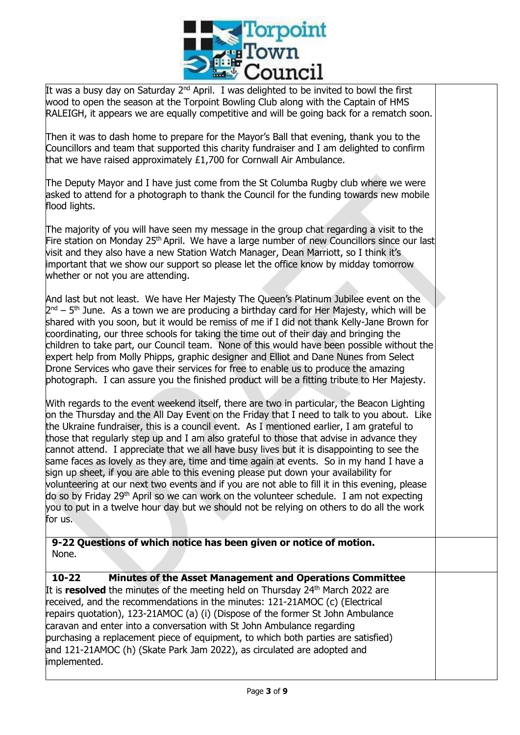It was a busy day on Saturday 2nd April. I was delighted to be invited to bowl the first wood to open the season at the Torpoint Bowling Club along with the Captain of HMS RALEIGH, it appears we are equally competitive and will be going back for a rematch soon.

Then it was to dash home to prepare for the Mayor's Ball that evening, thank you to the Councillors and team that supported this charity fundraiser and I am delighted to confirm that we have raised approximately £1,700 for Cornwall Air Ambulance.

The Deputy Mayor and I have just come from the St Columba Rugby club where we were asked to attend for a photograph to thank the Council for the funding towards new mobile flood lights.

The majority of you will have seen my message in the group chat regarding a visit to the Fire station on Monday 25th April. We have a large number of new Councillors since our last visit and they also have a new Station Watch Manager, Dean Marriott, so I think it's important that we show our support so please let the office know by midday tomorrow whether or not you are attending.

And last but not least. We have Her Majesty The Queen's Platinum Jubilee event on the 2nd – 5th June. As a town we are producing a birthday card for Her Majesty, which will be shared with you soon, but it would be remiss of me if I did not thank Kelly-Jane Brown for coordinating, our three schools for taking the time out of their day and bringing the children to take part, our Council team. None of this would have been possible without the expert help from Molly Phipps, graphic designer and Elliot and Dane Nunes from Select Drone Services who gave their services for free to enable us to produce the amazing photograph. I can assure you the finished product will be a fitting tribute to Her Majesty.

With regards to the event weekend itself, there are two in particular, the Beacon Lighting on the Thursday and the All Day Event on the Friday that I need to talk to you about. Like the Ukraine fundraiser, this is a council event. As I mentioned earlier, I am grateful to those that regularly step up and I am also grateful to those that advise in advance they cannot attend. I appreciate that we all have busy lives but it is disappointing to see the same faces as lovely as they are, time and time again at events. So in my hand I have a sign up sheet, if you are able to this evening please put down your availability for volunteering at our next two events and if you are not able to fill it in this evening, please do so by Friday 29th April so we can work on the volunteer schedule. I am not expecting you to put in a twelve hour day but we should not be relying on others to do all the work for us.

**9-22 Questions of which notice has been given or notice of motion.**

None.

**10-22 Minutes of the Asset Management and Operations Committee**

It is **resolved** the minutes of the meeting held on Thursday 24th March 2022 are received, and the recommendations in the minutes: 121-21AMOC (c) (Electrical repairs quotation), 123-21AMOC (a) (i) (Dispose of the former St John Ambulance caravan and enter into a conversation with St John Ambulance regarding purchasing a replacement piece of equipment, to which both parties are satisfied) and 121-21AMOC (h) (Skate Park Jam 2022), as circulated are adopted and implemented.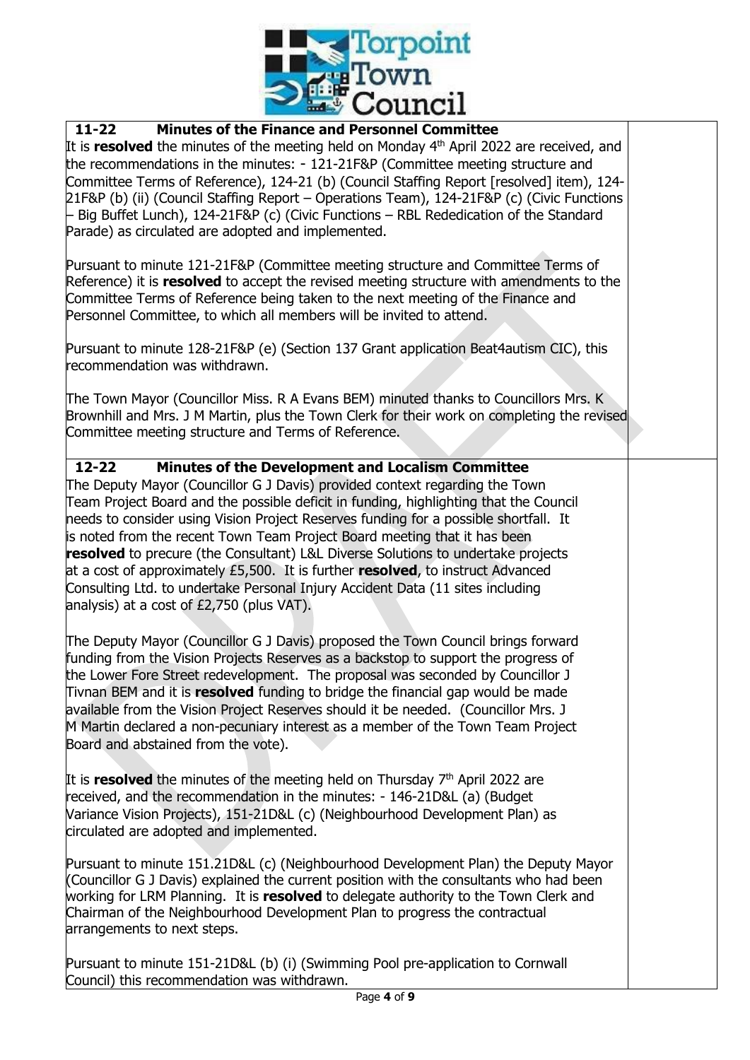**11-22 Minutes of the Finance and Personnel Committee**

It is **resolved** the minutes of the meeting held on Monday 4th April 2022 are received, and the recommendations in the minutes: - 121-21F&P (Committee meeting structure and Committee Terms of Reference), 124-21 (b) (Council Staffing Report [resolved] item), 124-21F&P (b) (ii) (Council Staffing Report – Operations Team), 124-21F&P (c) (Civic Functions – Big Buffet Lunch), 124-21F&P (c) (Civic Functions – RBL Rededication of the Standard Parade) as circulated are adopted and implemented.

Pursuant to minute 121-21F&P (Committee meeting structure and Committee Terms of Reference) it is **resolved** to accept the revised meeting structure with amendments to the Committee Terms of Reference being taken to the next meeting of the Finance and Personnel Committee, to which all members will be invited to attend.

Pursuant to minute 128-21F&P (e) (Section 137 Grant application Beat4autism CIC), this recommendation was withdrawn.

The Town Mayor (Councillor Miss. R A Evans BEM) minuted thanks to Councillors Mrs. K Brownhill and Mrs. J M Martin, plus the Town Clerk for their work on completing the revised Committee meeting structure and Terms of Reference.

**12-22 Minutes of the Development and Localism Committee**

The Deputy Mayor (Councillor G J Davis) provided context regarding the Town Team Project Board and the possible deficit in funding, highlighting that the Council needs to consider using Vision Project Reserves funding for a possible shortfall. It is noted from the recent Town Team Project Board meeting that it has been **resolved** to precure (the Consultant) L&L Diverse Solutions to undertake projects at a cost of approximately £5,500. It is further **resolved**, to instruct Advanced Consulting Ltd. to undertake Personal Injury Accident Data (11 sites including analysis) at a cost of £2,750 (plus VAT).

The Deputy Mayor (Councillor G J Davis) proposed the Town Council brings forward funding from the Vision Projects Reserves as a backstop to support the progress of the Lower Fore Street redevelopment. The proposal was seconded by Councillor J Tivnan BEM and it is **resolved** funding to bridge the financial gap would be made available from the Vision Project Reserves should it be needed. (Councillor Mrs. J M Martin declared a non-pecuniary interest as a member of the Town Team Project Board and abstained from the vote).

It is **resolved** the minutes of the meeting held on Thursday 7th April 2022 are received, and the recommendation in the minutes: - 146-21D&L (a) (Budget Variance Vision Projects), 151-21D&L (c) (Neighbourhood Development Plan) as circulated are adopted and implemented.

Pursuant to minute 151.21D&L (c) (Neighbourhood Development Plan) the Deputy Mayor (Councillor G J Davis) explained the current position with the consultants who had been working for LRM Planning. It is **resolved** to delegate authority to the Town Clerk and Chairman of the Neighbourhood Development Plan to progress the contractual arrangements to next steps.

Pursuant to minute 151-21D&L (b) (i) (Swimming Pool pre-application to Cornwall Council) this recommendation was withdrawn.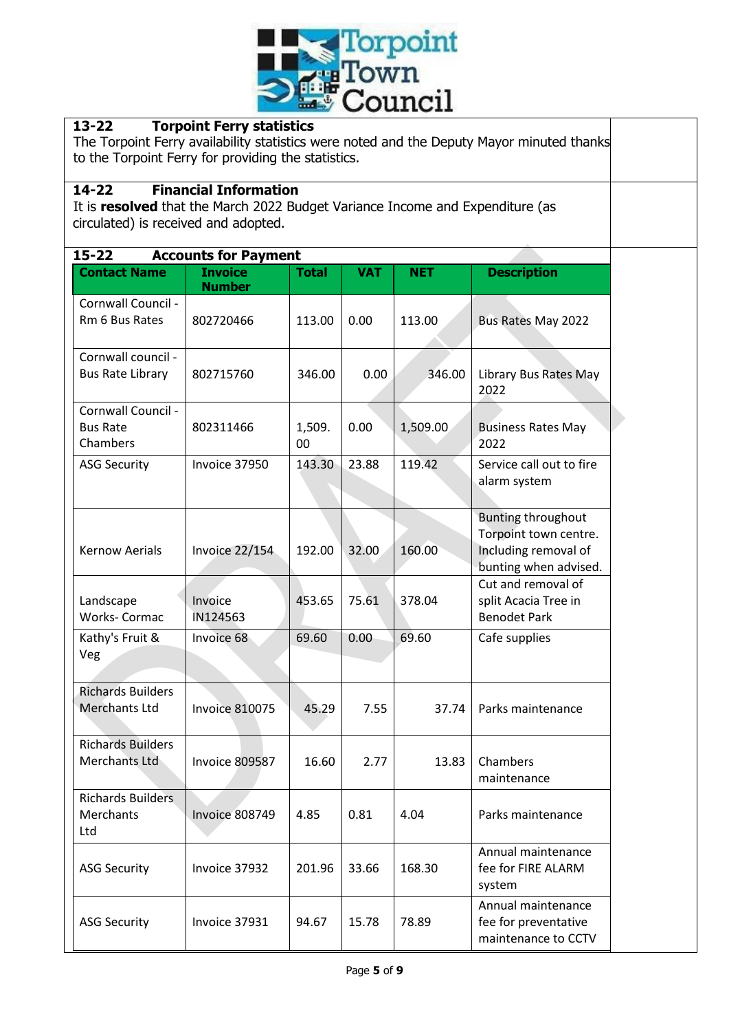### 13-22 Torpoint Ferry statistics

The Torpoint Ferry availability statistics were noted and the Deputy Mayor minuted thanks to the Torpoint Ferry for providing the statistics.

### 14-22 Financial Information

It is **resolved** that the March 2022 Budget Variance Income and Expenditure (as circulated) is received and adopted.

### 15-22 Accounts for Payment

| Contact Name | Invoice Number | Total | VAT | NET | Description |
|---|---|---|---|---|---|
| Cornwall Council - Rm 6 Bus Rates | 802720466 | 113.00 | 0.00 | 113.00 | Bus Rates May 2022 |
| Cornwall council - Bus Rate Library | 802715760 | 346.00 | 0.00 | 346.00 | Library Bus Rates May 2022 |
| Cornwall Council - Bus Rate Chambers | 802311466 | 1,509.00 | 0.00 | 1,509.00 | Business Rates May 2022 |
| ASG Security | Invoice 37950 | 143.30 | 23.88 | 119.42 | Service call out to fire alarm system |
| Kernow Aerials | Invoice 22/154 | 192.00 | 32.00 | 160.00 | Bunting throughout Torpoint town centre. Including removal of bunting when advised. |
| Landscape Works- Cormac | Invoice IN124563 | 453.65 | 75.61 | 378.04 | Cut and removal of split Acacia Tree in Benodet Park |
| Kathy's Fruit & Veg | Invoice 68 | 69.60 | 0.00 | 69.60 | Cafe supplies |
| Richards Builders Merchants Ltd | Invoice 810075 | 45.29 | 7.55 | 37.74 | Parks maintenance |
| Richards Builders Merchants Ltd | Invoice 809587 | 16.60 | 2.77 | 13.83 | Chambers maintenance |
| Richards Builders Merchants Ltd | Invoice 808749 | 4.85 | 0.81 | 4.04 | Parks maintenance |
| ASG Security | Invoice 37932 | 201.96 | 33.66 | 168.30 | Annual maintenance fee for FIRE ALARM system |
| ASG Security | Invoice 37931 | 94.67 | 15.78 | 78.89 | Annual maintenance fee for preventative maintenance to CCTV |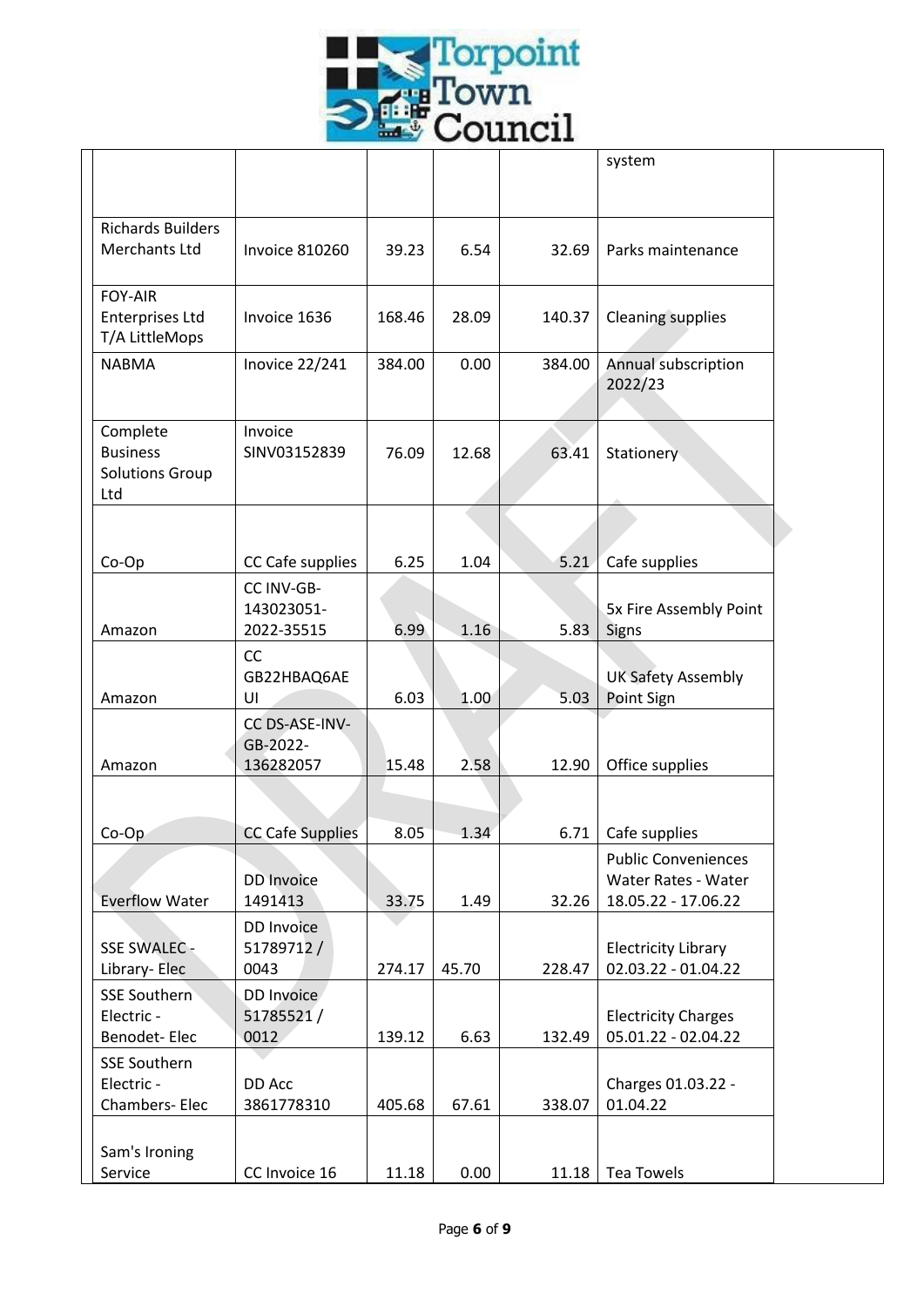| | | | | | |
|---|---|---|---|---|---|
| | | | | | system |
| Richards Builders Merchants Ltd | Invoice 810260 | 39.23 | 6.54 | 32.69 | Parks maintenance |
| FOY-AIR Enterprises Ltd T/A LittleMops | Invoice 1636 | 168.46 | 28.09 | 140.37 | Cleaning supplies |
| NABMA | Inovice 22/241 | 384.00 | 0.00 | 384.00 | Annual subscription 2022/23 |
| Complete Business Solutions Group Ltd | Invoice SINV03152839 | 76.09 | 12.68 | 63.41 | Stationery |
| Co-Op | CC Cafe supplies | 6.25 | 1.04 | 5.21 | Cafe supplies |
| Amazon | CC INV-GB-143023051-2022-35515 | 6.99 | 1.16 | 5.83 | 5x Fire Assembly Point Signs |
| Amazon | CC GB22HBAQ6AEUI | 6.03 | 1.00 | 5.03 | UK Safety Assembly Point Sign |
| Amazon | CC DS-ASE-INV-GB-2022-136282057 | 15.48 | 2.58 | 12.90 | Office supplies |
| Co-Op | CC Cafe Supplies | 8.05 | 1.34 | 6.71 | Cafe supplies |
| Everflow Water | DD Invoice 1491413 | 33.75 | 1.49 | 32.26 | Public Conveniences Water Rates - Water 18.05.22 - 17.06.22 |
| SSE SWALEC - Library- Elec | DD Invoice 51789712 / 0043 | 274.17 | 45.70 | 228.47 | Electricity Library 02.03.22 - 01.04.22 |
| SSE Southern Electric - Benodet- Elec | DD Invoice 51785521 / 0012 | 139.12 | 6.63 | 132.49 | Electricity Charges 05.01.22 - 02.04.22 |
| SSE Southern Electric - Chambers- Elec | DD Acc 3861778310 | 405.68 | 67.61 | 338.07 | Charges 01.03.22 - 01.04.22 |
| Sam's Ironing Service | CC Invoice 16 | 11.18 | 0.00 | 11.18 | Tea Towels |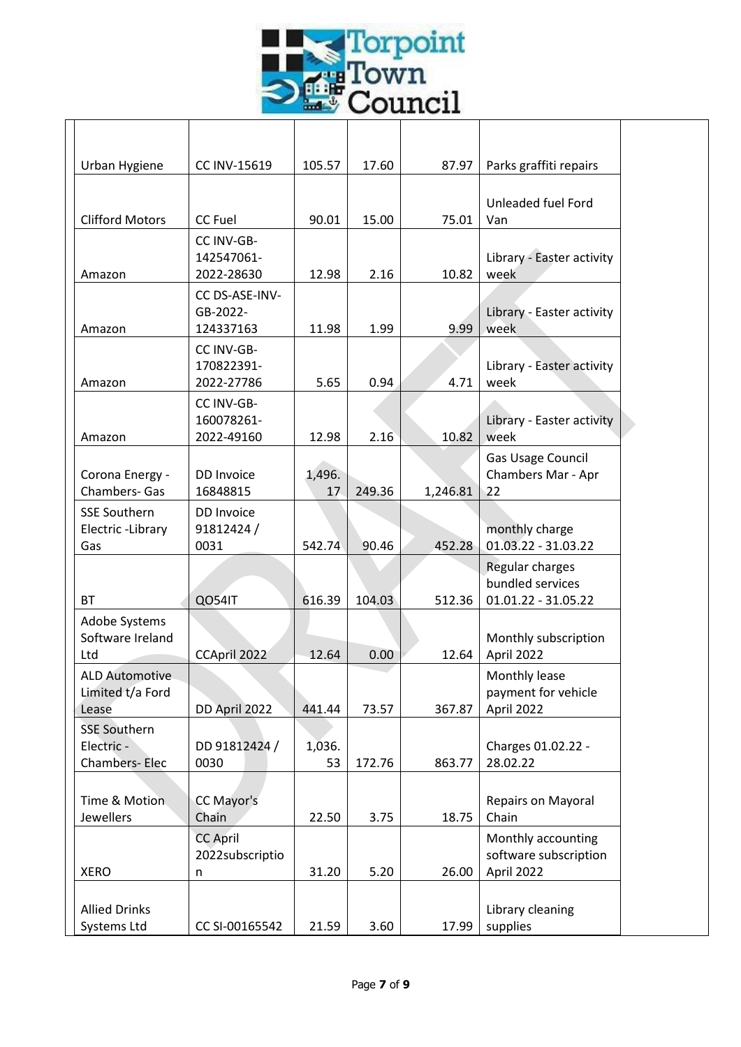| | | | | | | |
|---|---|---|---|---|---|---|
| Urban Hygiene | CC INV-15619 | 105.57 | 17.60 | 87.97 | Parks graffiti repairs | |
| Clifford Motors | CC Fuel | 90.01 | 15.00 | 75.01 | Unleaded fuel Ford Van | |
| Amazon | CC INV-GB-142547061-2022-28630 | 12.98 | 2.16 | 10.82 | Library - Easter activity week | |
| Amazon | CC DS-ASE-INV-GB-2022-124337163 | 11.98 | 1.99 | 9.99 | Library - Easter activity week | |
| Amazon | CC INV-GB-170822391-2022-27786 | 5.65 | 0.94 | 4.71 | Library - Easter activity week | |
| Amazon | CC INV-GB-160078261-2022-49160 | 12.98 | 2.16 | 10.82 | Library - Easter activity week | |
| Corona Energy - Chambers- Gas | DD Invoice 16848815 | 1,496.17 | 249.36 | 1,246.81 | Gas Usage Council Chambers Mar - Apr 22 | |
| SSE Southern Electric -Library Gas | DD Invoice 91812424 / 0031 | 542.74 | 90.46 | 452.28 | monthly charge 01.03.22 - 31.03.22 | |
| BT | QO54IT | 616.39 | 104.03 | 512.36 | Regular charges bundled services 01.01.22 - 31.05.22 | |
| Adobe Systems Software Ireland Ltd | CCApril 2022 | 12.64 | 0.00 | 12.64 | Monthly subscription April 2022 | |
| ALD Automotive Limited t/a Ford Lease | DD April 2022 | 441.44 | 73.57 | 367.87 | Monthly lease payment for vehicle April 2022 | |
| SSE Southern Electric - Chambers- Elec | DD 91812424 / 0030 | 1,036.53 | 172.76 | 863.77 | Charges 01.02.22 - 28.02.22 | |
| Time & Motion Jewellers | CC Mayor's Chain | 22.50 | 3.75 | 18.75 | Repairs on Mayoral Chain | |
| XERO | CC April 2022subscription | 31.20 | 5.20 | 26.00 | Monthly accounting software subscription April 2022 | |
| Allied Drinks Systems Ltd | CC SI-00165542 | 21.59 | 3.60 | 17.99 | Library cleaning supplies | |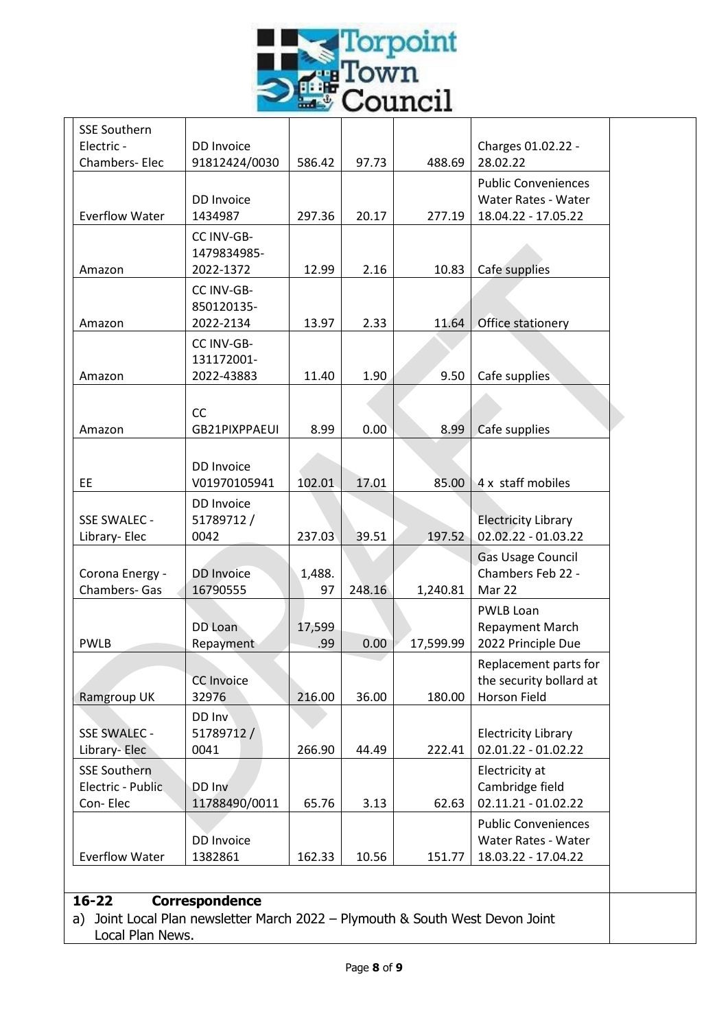| | | | | | | |
|---|---|---|---|---|---|---|
| SSE Southern Electric - Chambers- Elec | DD Invoice 91812424/0030 | 586.42 | 97.73 | 488.69 | Charges 01.02.22 - 28.02.22 | |
| Everflow Water | DD Invoice 1434987 | 297.36 | 20.17 | 277.19 | Public Conveniences Water Rates - Water 18.04.22 - 17.05.22 | |
| Amazon | CC INV-GB-1479834985-2022-1372 | 12.99 | 2.16 | 10.83 | Cafe supplies | |
| Amazon | CC INV-GB-850120135-2022-2134 | 13.97 | 2.33 | 11.64 | Office stationery | |
| Amazon | CC INV-GB-131172001-2022-43883 | 11.40 | 1.90 | 9.50 | Cafe supplies | |
| Amazon | CC GB21PIXPPAEUI | 8.99 | 0.00 | 8.99 | Cafe supplies | |
| EE | DD Invoice V01970105941 | 102.01 | 17.01 | 85.00 | 4 x staff mobiles | |
| SSE SWALEC - Library- Elec | DD Invoice 51789712 / 0042 | 237.03 | 39.51 | 197.52 | Electricity Library 02.02.22 - 01.03.22 | |
| Corona Energy - Chambers- Gas | DD Invoice 16790555 | 1,488.97 | 248.16 | 1,240.81 | Gas Usage Council Chambers Feb 22 - Mar 22 | |
| PWLB | DD Loan Repayment | 17,599.99 | 0.00 | 17,599.99 | PWLB Loan Repayment March 2022 Principle Due | |
| Ramgroup UK | CC Invoice 32976 | 216.00 | 36.00 | 180.00 | Replacement parts for the security bollard at Horson Field | |
| SSE SWALEC - Library- Elec | DD Inv 51789712 / 0041 | 266.90 | 44.49 | 222.41 | Electricity Library 02.01.22 - 01.02.22 | |
| SSE Southern Electric - Public Con- Elec | DD Inv 11788490/0011 | 65.76 | 3.13 | 62.63 | Electricity at Cambridge field 02.11.21 - 01.02.22 | |
| Everflow Water | DD Invoice 1382861 | 162.33 | 10.56 | 151.77 | Public Conveniences Water Rates - Water 18.03.22 - 17.04.22 | |

## 16-22 Correspondence

a) Joint Local Plan newsletter March 2022 – Plymouth & South West Devon Joint Local Plan News.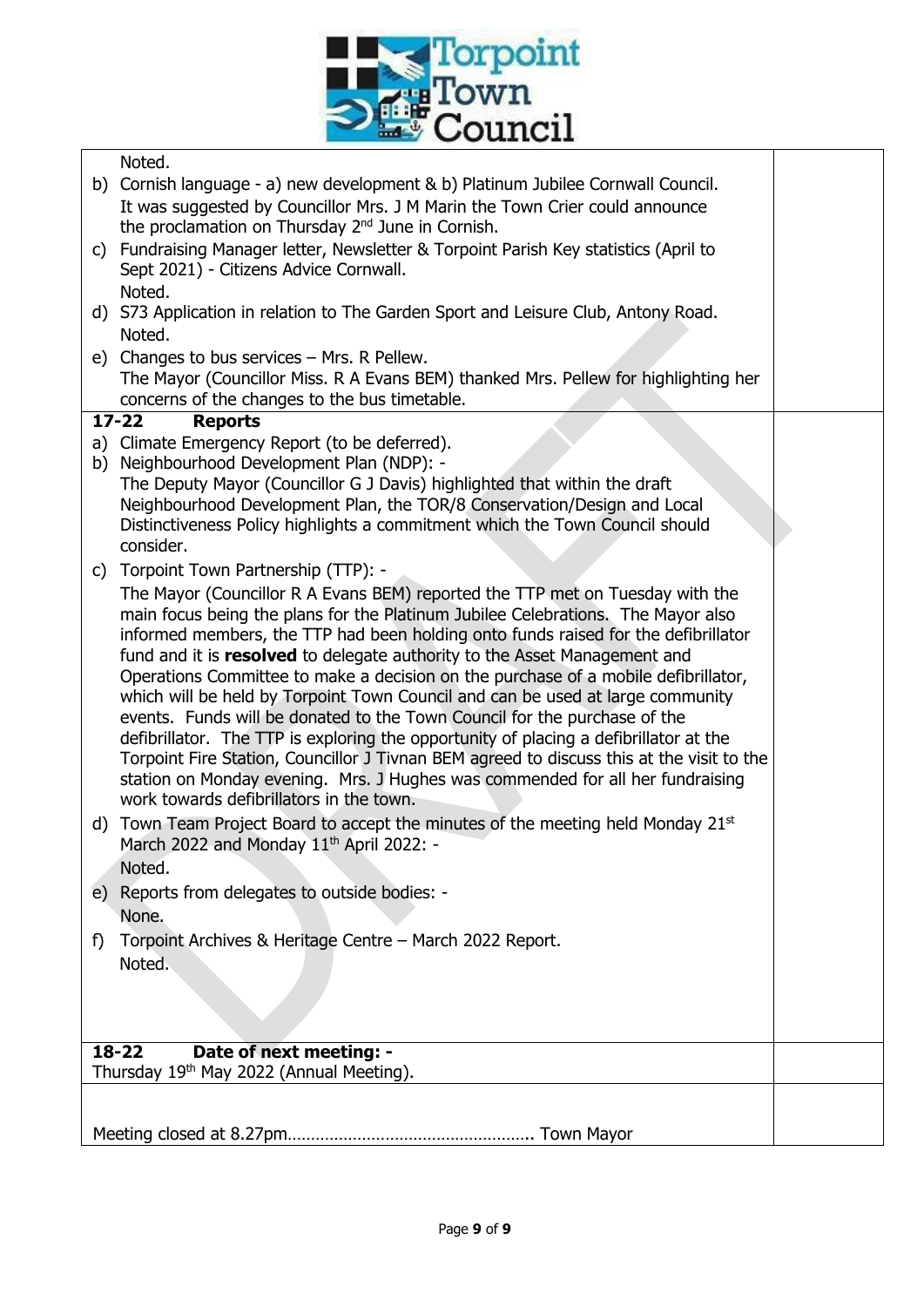Noted.

b) Cornish language - a) new development & b) Platinum Jubilee Cornwall Council.
It was suggested by Councillor Mrs. J M Marin the Town Crier could announce the proclamation on Thursday 2nd June in Cornish.

c) Fundraising Manager letter, Newsletter & Torpoint Parish Key statistics (April to Sept 2021) - Citizens Advice Cornwall.
Noted.

d) S73 Application in relation to The Garden Sport and Leisure Club, Antony Road.
Noted.

e) Changes to bus services – Mrs. R Pellew.
The Mayor (Councillor Miss. R A Evans BEM) thanked Mrs. Pellew for highlighting her concerns of the changes to the bus timetable.

**17-22 Reports**

a) Climate Emergency Report (to be deferred).

b) Neighbourhood Development Plan (NDP): -
The Deputy Mayor (Councillor G J Davis) highlighted that within the draft Neighbourhood Development Plan, the TOR/8 Conservation/Design and Local Distinctiveness Policy highlights a commitment which the Town Council should consider.

c) Torpoint Town Partnership (TTP): -
The Mayor (Councillor R A Evans BEM) reported the TTP met on Tuesday with the main focus being the plans for the Platinum Jubilee Celebrations. The Mayor also informed members, the TTP had been holding onto funds raised for the defibrillator fund and it is **resolved** to delegate authority to the Asset Management and Operations Committee to make a decision on the purchase of a mobile defibrillator, which will be held by Torpoint Town Council and can be used at large community events. Funds will be donated to the Town Council for the purchase of the defibrillator. The TTP is exploring the opportunity of placing a defibrillator at the Torpoint Fire Station, Councillor J Tivnan BEM agreed to discuss this at the visit to the station on Monday evening. Mrs. J Hughes was commended for all her fundraising work towards defibrillators in the town.

d) Town Team Project Board to accept the minutes of the meeting held Monday 21st March 2022 and Monday 11th April 2022: -
Noted.

e) Reports from delegates to outside bodies: -
None.

f) Torpoint Archives & Heritage Centre – March 2022 Report.
Noted.

**18-22 Date of next meeting: -**

Thursday 19th May 2022 (Annual Meeting).

Meeting closed at 8.27pm……………………………………………. Town Mayor